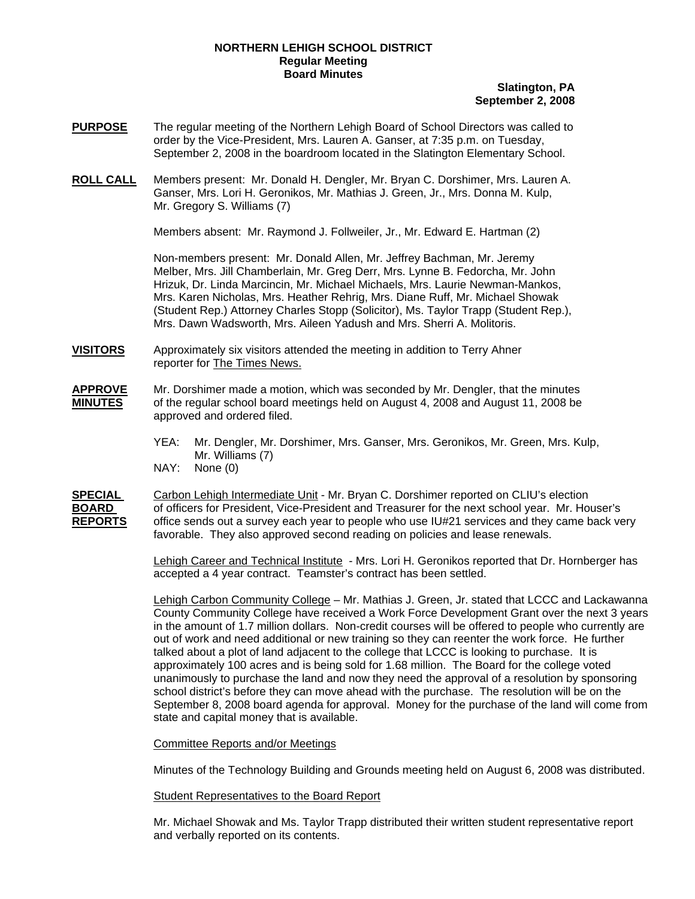**NORTHERN LEHIGH SCHOOL DISTRICT**
**Regular Meeting**
**Board Minutes**

**Slatington, PA**
**September 2, 2008**

**PURPOSE** The regular meeting of the Northern Lehigh Board of School Directors was called to order by the Vice-President, Mrs. Lauren A. Ganser, at 7:35 p.m. on Tuesday, September 2, 2008 in the boardroom located in the Slatington Elementary School.

**ROLL CALL** Members present: Mr. Donald H. Dengler, Mr. Bryan C. Dorshimer, Mrs. Lauren A. Ganser, Mrs. Lori H. Geronikos, Mr. Mathias J. Green, Jr., Mrs. Donna M. Kulp, Mr. Gregory S. Williams (7)

Members absent: Mr. Raymond J. Follweiler, Jr., Mr. Edward E. Hartman (2)

Non-members present: Mr. Donald Allen, Mr. Jeffrey Bachman, Mr. Jeremy Melber, Mrs. Jill Chamberlain, Mr. Greg Derr, Mrs. Lynne B. Fedorcha, Mr. John Hrizuk, Dr. Linda Marcincin, Mr. Michael Michaels, Mrs. Laurie Newman-Mankos, Mrs. Karen Nicholas, Mrs. Heather Rehrig, Mrs. Diane Ruff, Mr. Michael Showak (Student Rep.) Attorney Charles Stopp (Solicitor), Ms. Taylor Trapp (Student Rep.), Mrs. Dawn Wadsworth, Mrs. Aileen Yadush and Mrs. Sherri A. Molitoris.

**VISITORS** Approximately six visitors attended the meeting in addition to Terry Ahner reporter for The Times News.

**APPROVE MINUTES** Mr. Dorshimer made a motion, which was seconded by Mr. Dengler, that the minutes of the regular school board meetings held on August 4, 2008 and August 11, 2008 be approved and ordered filed.

YEA: Mr. Dengler, Mr. Dorshimer, Mrs. Ganser, Mrs. Geronikos, Mr. Green, Mrs. Kulp, Mr. Williams (7)
NAY: None (0)

**SPECIAL BOARD REPORTS** Carbon Lehigh Intermediate Unit - Mr. Bryan C. Dorshimer reported on CLIU's election of officers for President, Vice-President and Treasurer for the next school year. Mr. Houser's office sends out a survey each year to people who use IU#21 services and they came back very favorable. They also approved second reading on policies and lease renewals.

Lehigh Career and Technical Institute - Mrs. Lori H. Geronikos reported that Dr. Hornberger has accepted a 4 year contract. Teamster's contract has been settled.

Lehigh Carbon Community College – Mr. Mathias J. Green, Jr. stated that LCCC and Lackawanna County Community College have received a Work Force Development Grant over the next 3 years in the amount of 1.7 million dollars. Non-credit courses will be offered to people who currently are out of work and need additional or new training so they can reenter the work force. He further talked about a plot of land adjacent to the college that LCCC is looking to purchase. It is approximately 100 acres and is being sold for 1.68 million. The Board for the college voted unanimously to purchase the land and now they need the approval of a resolution by sponsoring school district's before they can move ahead with the purchase. The resolution will be on the September 8, 2008 board agenda for approval. Money for the purchase of the land will come from state and capital money that is available.

Committee Reports and/or Meetings

Minutes of the Technology Building and Grounds meeting held on August 6, 2008 was distributed.

Student Representatives to the Board Report

Mr. Michael Showak and Ms. Taylor Trapp distributed their written student representative report and verbally reported on its contents.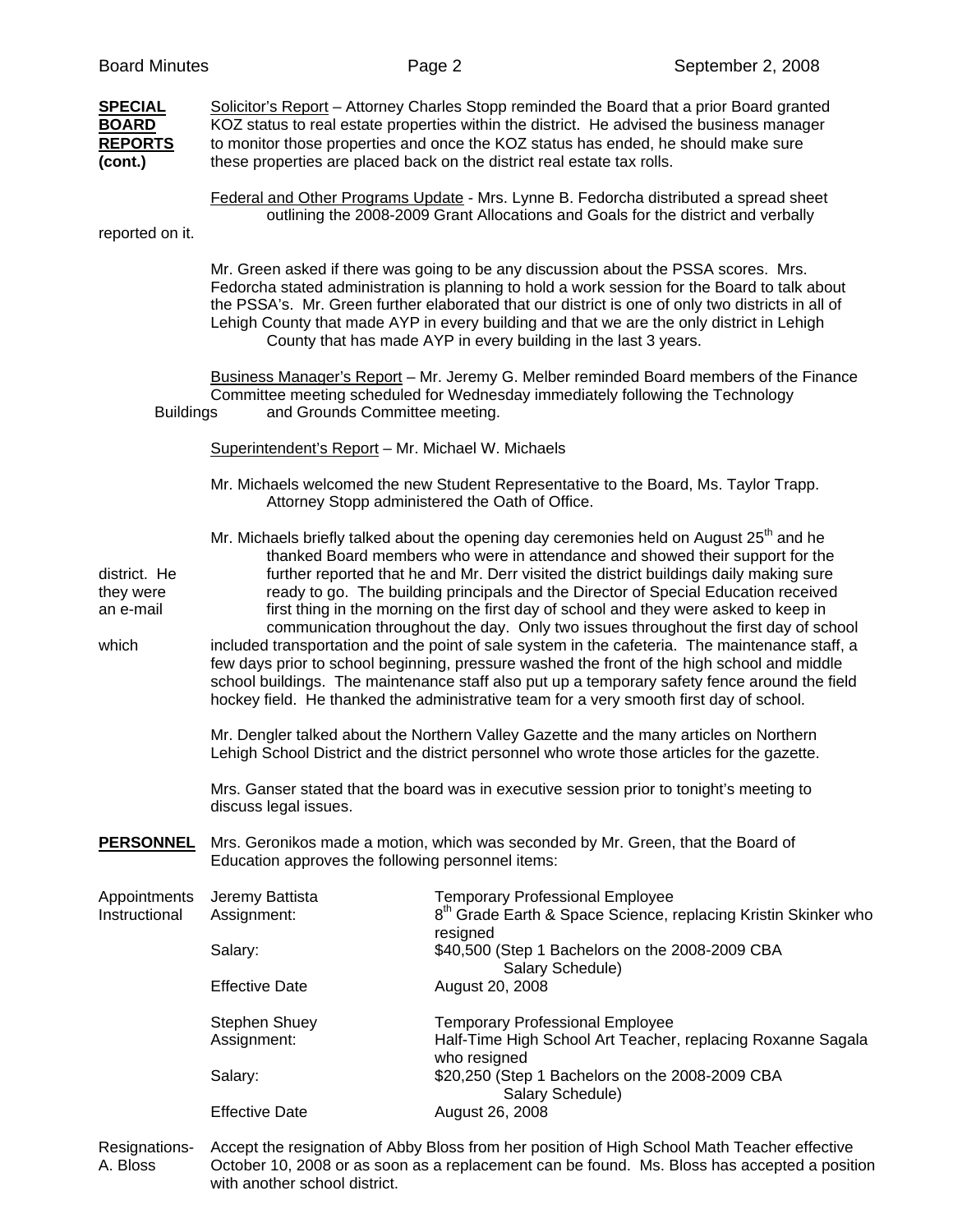**SPECIAL BOARD REPORTS (cont.)**

Solicitor's Report – Attorney Charles Stopp reminded the Board that a prior Board granted KOZ status to real estate properties within the district. He advised the business manager to monitor those properties and once the KOZ status has ended, he should make sure these properties are placed back on the district real estate tax rolls.

Federal and Other Programs Update - Mrs. Lynne B. Fedorcha distributed a spread sheet outlining the 2008-2009 Grant Allocations and Goals for the district and verbally reported on it.

Mr. Green asked if there was going to be any discussion about the PSSA scores. Mrs. Fedorcha stated administration is planning to hold a work session for the Board to talk about the PSSA's. Mr. Green further elaborated that our district is one of only two districts in all of Lehigh County that made AYP in every building and that we are the only district in Lehigh County that has made AYP in every building in the last 3 years.

Business Manager's Report – Mr. Jeremy G. Melber reminded Board members of the Finance Committee meeting scheduled for Wednesday immediately following the Technology Buildings and Grounds Committee meeting.

Superintendent's Report – Mr. Michael W. Michaels

Mr. Michaels welcomed the new Student Representative to the Board, Ms. Taylor Trapp. Attorney Stopp administered the Oath of Office.

Mr. Michaels briefly talked about the opening day ceremonies held on August 25th and he thanked Board members who were in attendance and showed their support for the district. He further reported that he and Mr. Derr visited the district buildings daily making sure they were ready to go. The building principals and the Director of Special Education received an e-mail first thing in the morning on the first day of school and they were asked to keep in communication throughout the day. Only two issues throughout the first day of school which included transportation and the point of sale system in the cafeteria. The maintenance staff, a few days prior to school beginning, pressure washed the front of the high school and middle school buildings. The maintenance staff also put up a temporary safety fence around the field hockey field. He thanked the administrative team for a very smooth first day of school.

Mr. Dengler talked about the Northern Valley Gazette and the many articles on Northern Lehigh School District and the district personnel who wrote those articles for the gazette.

Mrs. Ganser stated that the board was in executive session prior to tonight's meeting to discuss legal issues.

**PERSONNEL**

Mrs. Geronikos made a motion, which was seconded by Mr. Green, that the Board of Education approves the following personnel items:

**Appointments Instructional**

| | |
|---|---|
| Jeremy Battista | Temporary Professional Employee |
| Assignment: | 8th Grade Earth & Space Science, replacing Kristin Skinker who resigned |
| Salary: | $40,500 (Step 1 Bachelors on the 2008-2009 CBA Salary Schedule) |
| Effective Date | August 20, 2008 |
| | |
| Stephen Shuey | Temporary Professional Employee |
| Assignment: | Half-Time High School Art Teacher, replacing Roxanne Sagala who resigned |
| Salary: | $20,250 (Step 1 Bachelors on the 2008-2009 CBA Salary Schedule) |
| Effective Date | August 26, 2008 |

**Resignations- A. Bloss**

Accept the resignation of Abby Bloss from her position of High School Math Teacher effective October 10, 2008 or as soon as a replacement can be found. Ms. Bloss has accepted a position with another school district.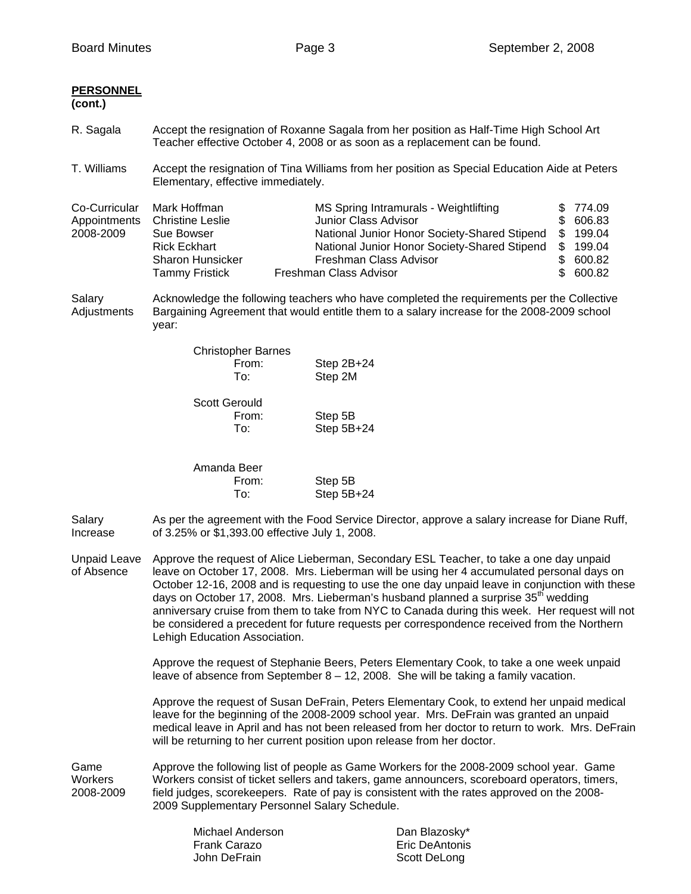**PERSONNEL (cont.)**

R. Sagala — Accept the resignation of Roxanne Sagala from her position as Half-Time High School Art Teacher effective October 4, 2008 or as soon as a replacement can be found.

T. Williams — Accept the resignation of Tina Williams from her position as Special Education Aide at Peters Elementary, effective immediately.

Co-Curricular Appointments 2008-2009

| Name | Position | Stipend |
|---|---|---|
| Mark Hoffman | MS Spring Intramurals - Weightlifting | $ 774.09 |
| Christine Leslie | Junior Class Advisor | $ 606.83 |
| Sue Bowser | National Junior Honor Society-Shared Stipend | $ 199.04 |
| Rick Eckhart | National Junior Honor Society-Shared Stipend | $ 199.04 |
| Sharon Hunsicker | Freshman Class Advisor | $ 600.82 |
| Tammy Fristick | Freshman Class Advisor | $ 600.82 |

Salary Adjustments — Acknowledge the following teachers who have completed the requirements per the Collective Bargaining Agreement that would entitle them to a salary increase for the 2008-2009 school year:

Christopher Barnes
- From: Step 2B+24
- To: Step 2M

Scott Gerould
- From: Step 5B
- To: Step 5B+24

Amanda Beer
- From: Step 5B
- To: Step 5B+24

Salary Increase — As per the agreement with the Food Service Director, approve a salary increase for Diane Ruff, of 3.25% or $1,393.00 effective July 1, 2008.

Unpaid Leave of Absence — Approve the request of Alice Lieberman, Secondary ESL Teacher, to take a one day unpaid leave on October 17, 2008. Mrs. Lieberman will be using her 4 accumulated personal days on October 12-16, 2008 and is requesting to use the one day unpaid leave in conjunction with these days on October 17, 2008. Mrs. Lieberman's husband planned a surprise 35th wedding anniversary cruise from them to take from NYC to Canada during this week. Her request will not be considered a precedent for future requests per correspondence received from the Northern Lehigh Education Association.

Approve the request of Stephanie Beers, Peters Elementary Cook, to take a one week unpaid leave of absence from September 8 – 12, 2008. She will be taking a family vacation.

Approve the request of Susan DeFrain, Peters Elementary Cook, to extend her unpaid medical leave for the beginning of the 2008-2009 school year. Mrs. DeFrain was granted an unpaid medical leave in April and has not been released from her doctor to return to work. Mrs. DeFrain will be returning to her current position upon release from her doctor.

Game Workers 2008-2009 — Approve the following list of people as Game Workers for the 2008-2009 school year. Game Workers consist of ticket sellers and takers, game announcers, scoreboard operators, timers, field judges, scorekeepers. Rate of pay is consistent with the rates approved on the 2008-2009 Supplementary Personnel Salary Schedule.

| | |
|---|---|
| Michael Anderson | Dan Blazosky* |
| Frank Carazo | Eric DeAntonis |
| John DeFrain | Scott DeLong |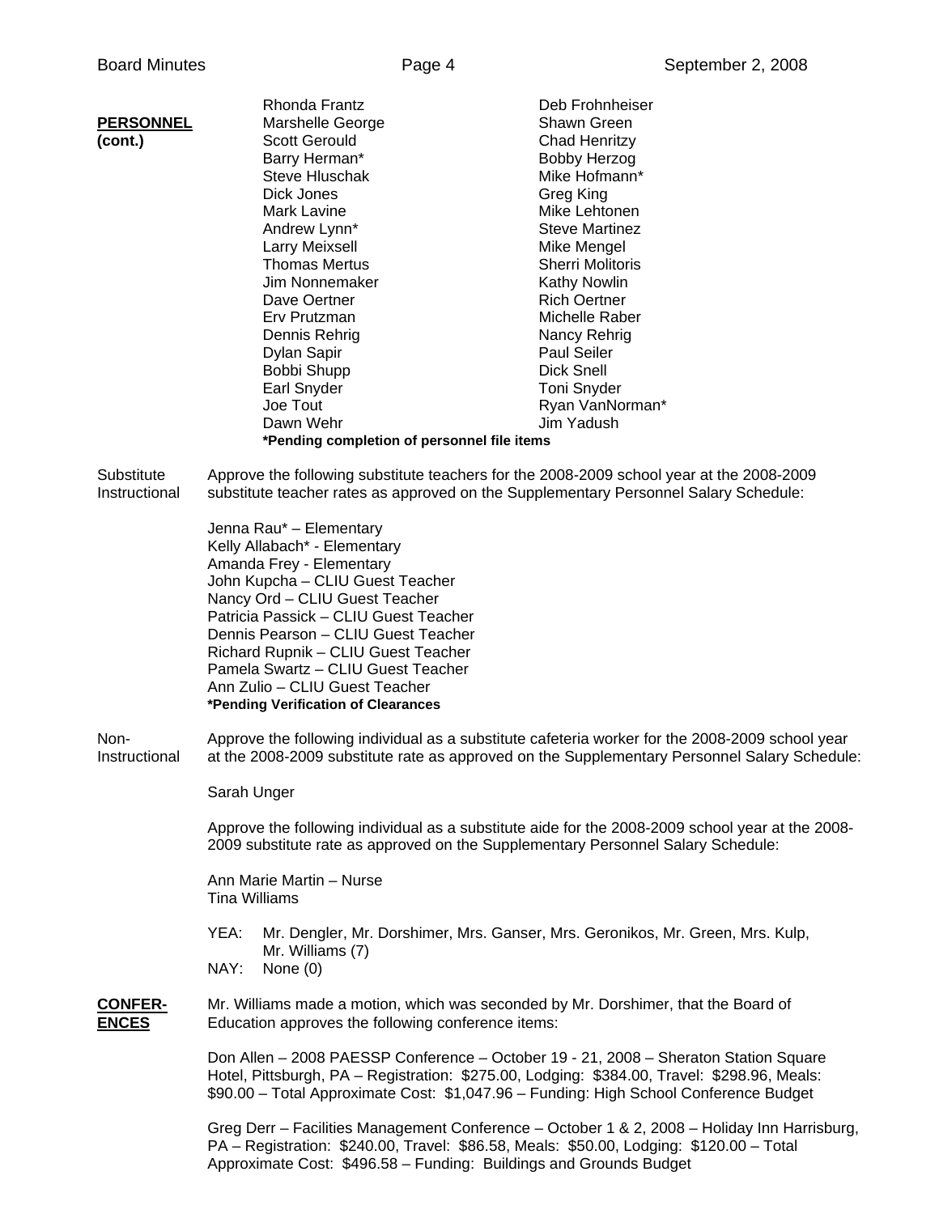**PERSONNEL (cont.)**

| | |
|---|---|
| Rhonda Frantz | Deb Frohnheiser |
| Marshelle George | Shawn Green |
| Scott Gerould | Chad Henritzy |
| Barry Herman* | Bobby Herzog |
| Steve Hluschak | Mike Hofmann* |
| Dick Jones | Greg King |
| Mark Lavine | Mike Lehtonen |
| Andrew Lynn* | Steve Martinez |
| Larry Meixsell | Mike Mengel |
| Thomas Mertus | Sherri Molitoris |
| Jim Nonnemaker | Kathy Nowlin |
| Dave Oertner | Rich Oertner |
| Erv Prutzman | Michelle Raber |
| Dennis Rehrig | Nancy Rehrig |
| Dylan Sapir | Paul Seiler |
| Bobbi Shupp | Dick Snell |
| Earl Snyder | Toni Snyder |
| Joe Tout | Ryan VanNorman* |
| Dawn Wehr | Jim Yadush |

**\*Pending completion of personnel file items**

Substitute Instructional

Approve the following substitute teachers for the 2008-2009 school year at the 2008-2009 substitute teacher rates as approved on the Supplementary Personnel Salary Schedule:

Jenna Rau* – Elementary
Kelly Allabach* - Elementary
Amanda Frey - Elementary
John Kupcha – CLIU Guest Teacher
Nancy Ord – CLIU Guest Teacher
Patricia Passick – CLIU Guest Teacher
Dennis Pearson – CLIU Guest Teacher
Richard Rupnik – CLIU Guest Teacher
Pamela Swartz – CLIU Guest Teacher
Ann Zulio – CLIU Guest Teacher
**\*Pending Verification of Clearances**

Non-Instructional

Approve the following individual as a substitute cafeteria worker for the 2008-2009 school year at the 2008-2009 substitute rate as approved on the Supplementary Personnel Salary Schedule:

Sarah Unger

Approve the following individual as a substitute aide for the 2008-2009 school year at the 2008-2009 substitute rate as approved on the Supplementary Personnel Salary Schedule:

Ann Marie Martin – Nurse
Tina Williams

YEA: Mr. Dengler, Mr. Dorshimer, Mrs. Ganser, Mrs. Geronikos, Mr. Green, Mrs. Kulp, Mr. Williams (7)
NAY: None (0)

**CONFERENCES**

Mr. Williams made a motion, which was seconded by Mr. Dorshimer, that the Board of Education approves the following conference items:

Don Allen – 2008 PAESSP Conference – October 19 - 21, 2008 – Sheraton Station Square Hotel, Pittsburgh, PA – Registration: $275.00, Lodging: $384.00, Travel: $298.96, Meals: $90.00 – Total Approximate Cost: $1,047.96 – Funding: High School Conference Budget

Greg Derr – Facilities Management Conference – October 1 & 2, 2008 – Holiday Inn Harrisburg, PA – Registration: $240.00, Travel: $86.58, Meals: $50.00, Lodging: $120.00 – Total Approximate Cost: $496.58 – Funding: Buildings and Grounds Budget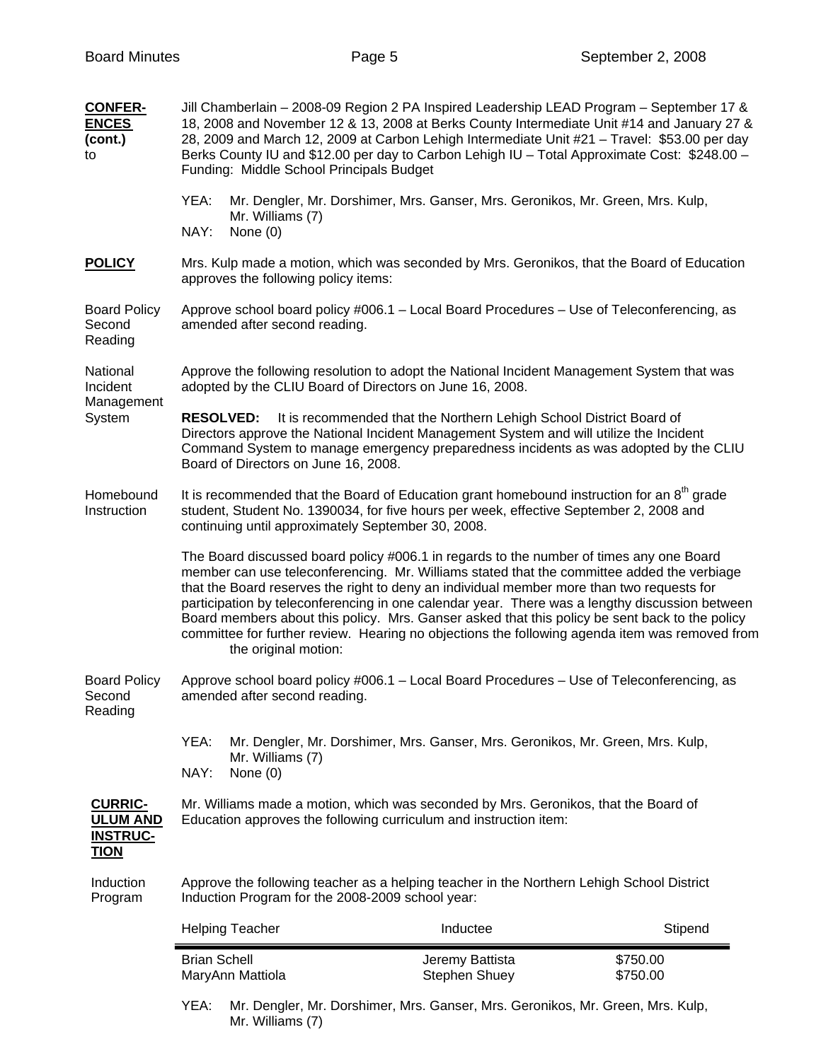**CONFER-ENCES (cont.)** to

Jill Chamberlain – 2008-09 Region 2 PA Inspired Leadership LEAD Program – September 17 & 18, 2008 and November 12 & 13, 2008 at Berks County Intermediate Unit #14 and January 27 & 28, 2009 and March 12, 2009 at Carbon Lehigh Intermediate Unit #21 – Travel: $53.00 per day Berks County IU and $12.00 per day to Carbon Lehigh IU – Total Approximate Cost: $248.00 – Funding: Middle School Principals Budget

YEA: Mr. Dengler, Mr. Dorshimer, Mrs. Ganser, Mrs. Geronikos, Mr. Green, Mrs. Kulp, Mr. Williams (7)
NAY: None (0)

**POLICY**

Mrs. Kulp made a motion, which was seconded by Mrs. Geronikos, that the Board of Education approves the following policy items:

Board Policy Second Reading

Approve school board policy #006.1 – Local Board Procedures – Use of Teleconferencing, as amended after second reading.

National Incident Management System

Approve the following resolution to adopt the National Incident Management System that was adopted by the CLIU Board of Directors on June 16, 2008.

**RESOLVED:** It is recommended that the Northern Lehigh School District Board of Directors approve the National Incident Management System and will utilize the Incident Command System to manage emergency preparedness incidents as was adopted by the CLIU Board of Directors on June 16, 2008.

Homebound Instruction

It is recommended that the Board of Education grant homebound instruction for an 8th grade student, Student No. 1390034, for five hours per week, effective September 2, 2008 and continuing until approximately September 30, 2008.

The Board discussed board policy #006.1 in regards to the number of times any one Board member can use teleconferencing. Mr. Williams stated that the committee added the verbiage that the Board reserves the right to deny an individual member more than two requests for participation by teleconferencing in one calendar year. There was a lengthy discussion between Board members about this policy. Mrs. Ganser asked that this policy be sent back to the policy committee for further review. Hearing no objections the following agenda item was removed from the original motion:

Board Policy Second Reading

Approve school board policy #006.1 – Local Board Procedures – Use of Teleconferencing, as amended after second reading.

YEA: Mr. Dengler, Mr. Dorshimer, Mrs. Ganser, Mrs. Geronikos, Mr. Green, Mrs. Kulp, Mr. Williams (7)
NAY: None (0)

**CURRIC-ULUM AND INSTRUC-TION**

Mr. Williams made a motion, which was seconded by Mrs. Geronikos, that the Board of Education approves the following curriculum and instruction item:

Induction Program

Approve the following teacher as a helping teacher in the Northern Lehigh School District Induction Program for the 2008-2009 school year:

| Helping Teacher | Inductee | Stipend |
|---|---|---|
| Brian Schell | Jeremy Battista | $750.00 |
| MaryAnn Mattiola | Stephen Shuey | $750.00 |

YEA: Mr. Dengler, Mr. Dorshimer, Mrs. Ganser, Mrs. Geronikos, Mr. Green, Mrs. Kulp, Mr. Williams (7)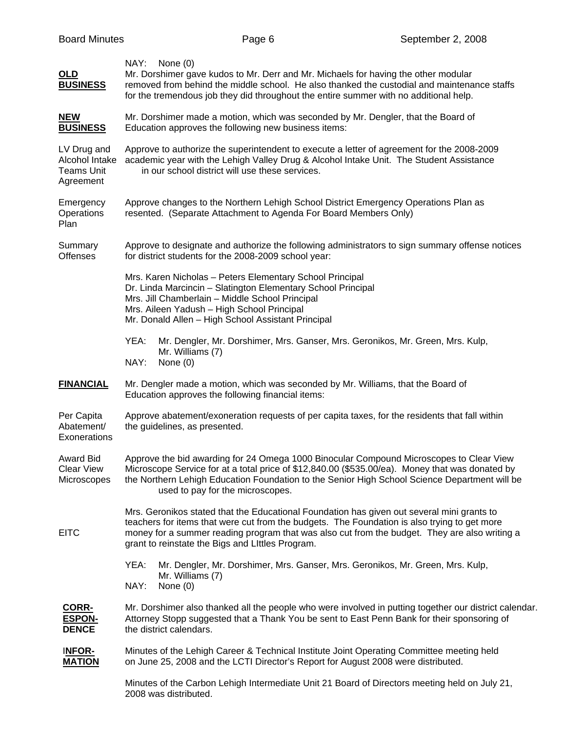NAY: None (0)

**OLD BUSINESS**

Mr. Dorshimer gave kudos to Mr. Derr and Mr. Michaels for having the other modular removed from behind the middle school. He also thanked the custodial and maintenance staffs for the tremendous job they did throughout the entire summer with no additional help.

**NEW BUSINESS**

Mr. Dorshimer made a motion, which was seconded by Mr. Dengler, that the Board of Education approves the following new business items:

LV Drug and Alcohol Intake Teams Unit Agreement

Approve to authorize the superintendent to execute a letter of agreement for the 2008-2009 academic year with the Lehigh Valley Drug & Alcohol Intake Unit. The Student Assistance in our school district will use these services.

Emergency Operations Plan

Approve changes to the Northern Lehigh School District Emergency Operations Plan as resented. (Separate Attachment to Agenda For Board Members Only)

Summary Offenses

Approve to designate and authorize the following administrators to sign summary offense notices for district students for the 2008-2009 school year:

Mrs. Karen Nicholas – Peters Elementary School Principal
Dr. Linda Marcincin – Slatington Elementary School Principal
Mrs. Jill Chamberlain – Middle School Principal
Mrs. Aileen Yadush – High School Principal
Mr. Donald Allen – High School Assistant Principal

YEA: Mr. Dengler, Mr. Dorshimer, Mrs. Ganser, Mrs. Geronikos, Mr. Green, Mrs. Kulp, Mr. Williams (7)
NAY: None (0)

**FINANCIAL**

Mr. Dengler made a motion, which was seconded by Mr. Williams, that the Board of Education approves the following financial items:

Per Capita Abatement/ Exonerations

Approve abatement/exoneration requests of per capita taxes, for the residents that fall within the guidelines, as presented.

Award Bid Clear View Microscopes

Approve the bid awarding for 24 Omega 1000 Binocular Compound Microscopes to Clear View Microscope Service for at a total price of $12,840.00 ($535.00/ea). Money that was donated by the Northern Lehigh Education Foundation to the Senior High School Science Department will be used to pay for the microscopes.

EITC

Mrs. Geronikos stated that the Educational Foundation has given out several mini grants to teachers for items that were cut from the budgets. The Foundation is also trying to get more money for a summer reading program that was also cut from the budget. They are also writing a grant to reinstate the Bigs and LIttles Program.

YEA: Mr. Dengler, Mr. Dorshimer, Mrs. Ganser, Mrs. Geronikos, Mr. Green, Mrs. Kulp, Mr. Williams (7)
NAY: None (0)

**CORR-ESPON-DENCE**

Mr. Dorshimer also thanked all the people who were involved in putting together our district calendar. Attorney Stopp suggested that a Thank You be sent to East Penn Bank for their sponsoring of the district calendars.

**INFOR-MATION**

Minutes of the Lehigh Career & Technical Institute Joint Operating Committee meeting held on June 25, 2008 and the LCTI Director's Report for August 2008 were distributed.

Minutes of the Carbon Lehigh Intermediate Unit 21 Board of Directors meeting held on July 21, 2008 was distributed.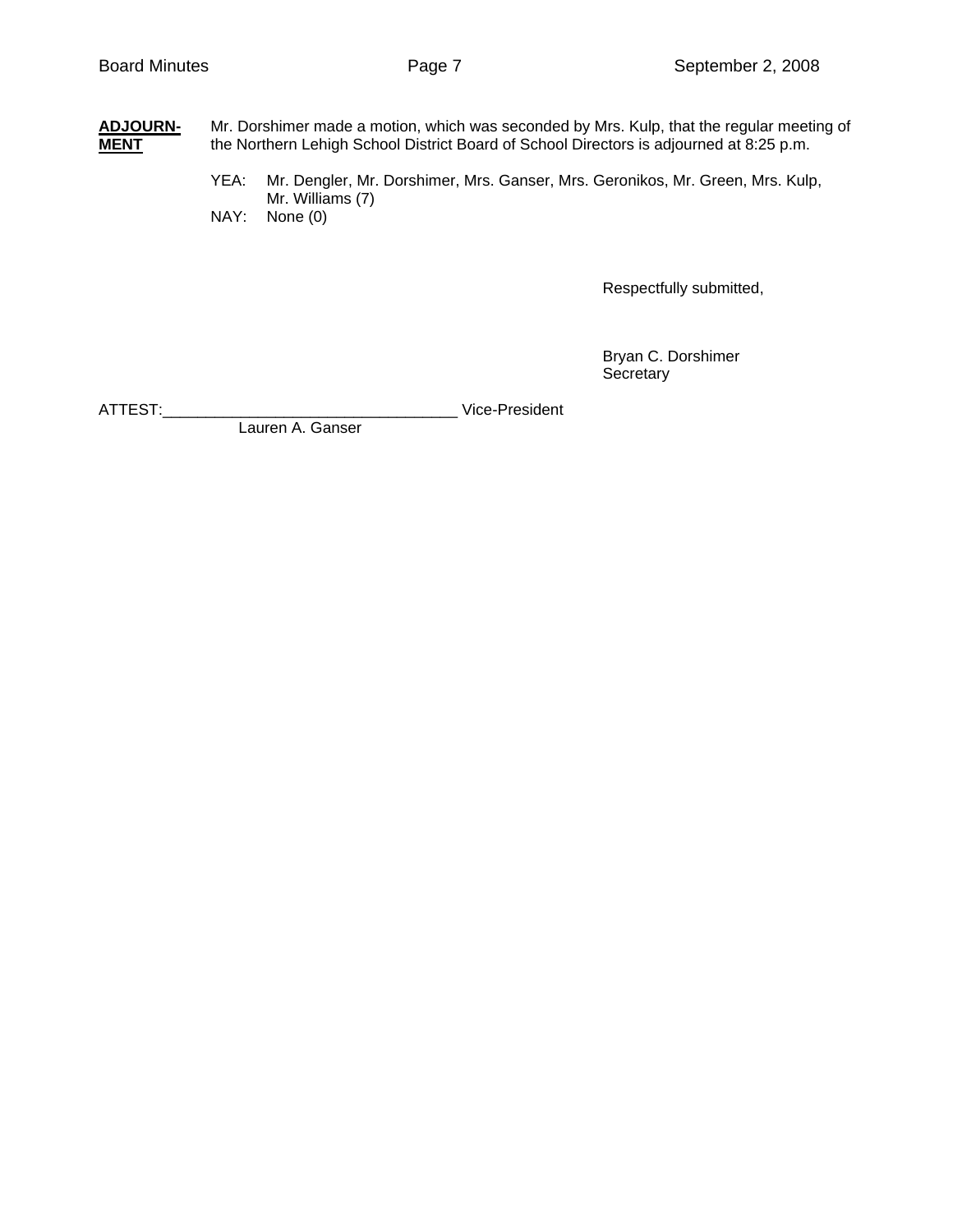**ADJOURN-MENT**

Mr. Dorshimer made a motion, which was seconded by Mrs. Kulp, that the regular meeting of the Northern Lehigh School District Board of School Directors is adjourned at 8:25 p.m.

YEA: Mr. Dengler, Mr. Dorshimer, Mrs. Ganser, Mrs. Geronikos, Mr. Green, Mrs. Kulp, Mr. Williams (7)
NAY: None (0)

Respectfully submitted,

Bryan C. Dorshimer
Secretary

ATTEST:_________________________________ Vice-President
Lauren A. Ganser